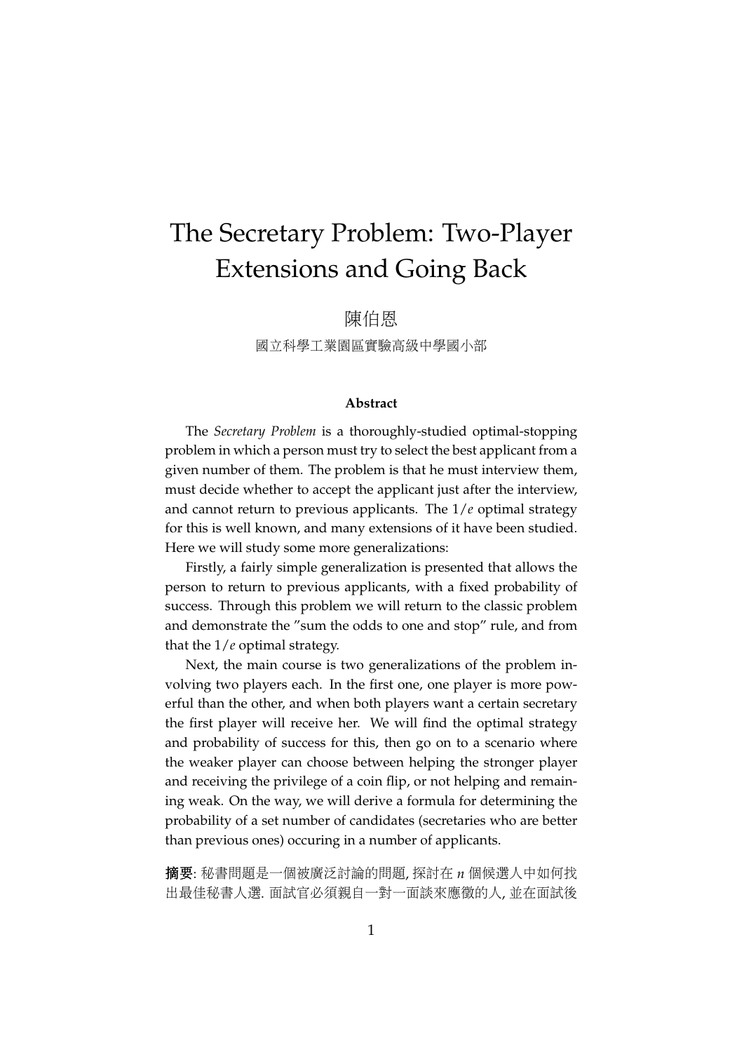# The Secretary Problem: Two-Player Extensions and Going Back

陳伯恩

國立科學工業園區實驗高級中學國小部

### Abstract

The *Secretary Problem* is a thoroughly-studied optimal-stopping problem in which a person must try to select the best applicant from a given number of them. The problem is that he must interview them, must decide whether to accept the applicant just after the interview, and cannot return to previous applicants. The $1/e$ optimal strategy for this is well known, and many extensions of it have been studied. Here we will study some more generalizations:

Firstly, a fairly simple generalization is presented that allows the person to return to previous applicants, with a fixed probability of success. Through this problem we will return to the classic problem and demonstrate the "sum the odds to one and stop" rule, and from that the $1/e$ optimal strategy.

Next, the main course is two generalizations of the problem involving two players each. In the first one, one player is more powerful than the other, and when both players want a certain secretary the first player will receive her. We will find the optimal strategy and probability of success for this, then go on to a scenario where the weaker player can choose between helping the stronger player and receiving the privilege of a coin flip, or not helping and remaining weak. On the way, we will derive a formula for determining the probability of a set number of candidates (secretaries who are better than previous ones) occuring in a number of applicants.

**摘要**: 秘書問題是一個被廣泛討論的問題, 探討在 $n$ 個候選人中如何找出最佳秘書人選. 面試官必須親自一對一面談來應徵的人, 並在面試後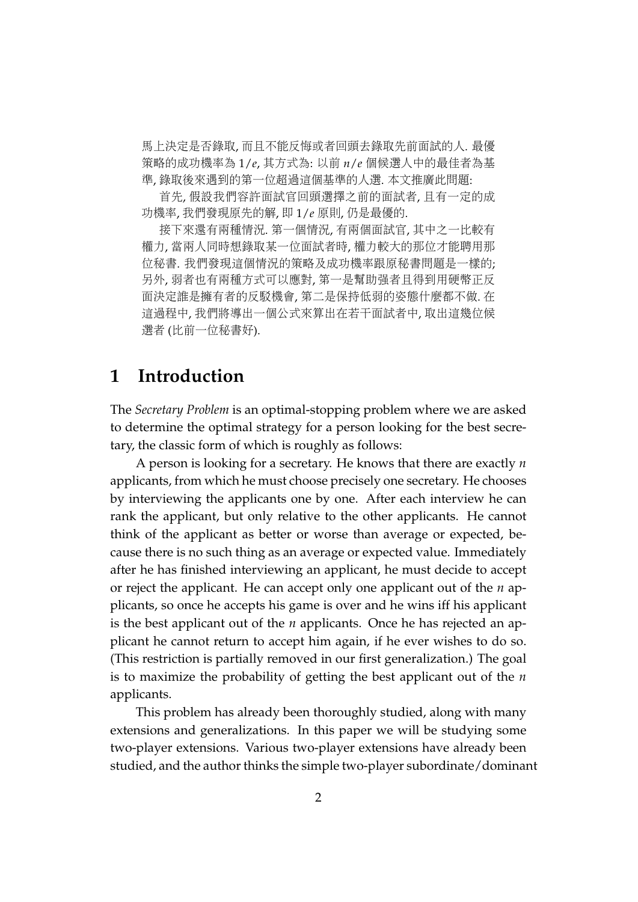馬上決定是否錄取, 而且不能反悔或者回頭去錄取先前面試的人. 最優策略的成功機率為 $1/e$, 其方式為: 以前 $n/e$ 個候選人中的最佳者為基準, 錄取後來遇到的第一位超過這個基準的人選. 本文推廣此問題:

首先, 假設我們容許面試官回頭選擇之前的面試者, 且有一定的成功機率, 我們發現原先的解, 即 $1/e$ 原則, 仍是最優的.

接下來還有兩種情況. 第一個情況, 有兩個面試官, 其中之一比較有權力, 當兩人同時想錄取某一位面試者時, 權力較大的那位才能聘用那位秘書. 我們發現這個情況的策略及成功機率跟原秘書問題是一樣的; 另外, 弱者也有兩種方式可以應對, 第一是幫助强者且得到用硬幣正反面決定誰是擁有者的反駁機會, 第二是保持低弱的姿態什麼都不做. 在這過程中, 我們將導出一個公式來算出在若干面試者中, 取出這幾位候選者 (比前一位秘書好).

# 1 Introduction

The *Secretary Problem* is an optimal-stopping problem where we are asked to determine the optimal strategy for a person looking for the best secretary, the classic form of which is roughly as follows:

A person is looking for a secretary. He knows that there are exactly $n$ applicants, from which he must choose precisely one secretary. He chooses by interviewing the applicants one by one. After each interview he can rank the applicant, but only relative to the other applicants. He cannot think of the applicant as better or worse than average or expected, because there is no such thing as an average or expected value. Immediately after he has finished interviewing an applicant, he must decide to accept or reject the applicant. He can accept only one applicant out of the $n$ applicants, so once he accepts his game is over and he wins iff his applicant is the best applicant out of the $n$ applicants. Once he has rejected an applicant he cannot return to accept him again, if he ever wishes to do so. (This restriction is partially removed in our first generalization.) The goal is to maximize the probability of getting the best applicant out of the $n$ applicants.

This problem has already been thoroughly studied, along with many extensions and generalizations. In this paper we will be studying some two-player extensions. Various two-player extensions have already been studied, and the author thinks the simple two-player subordinate/dominant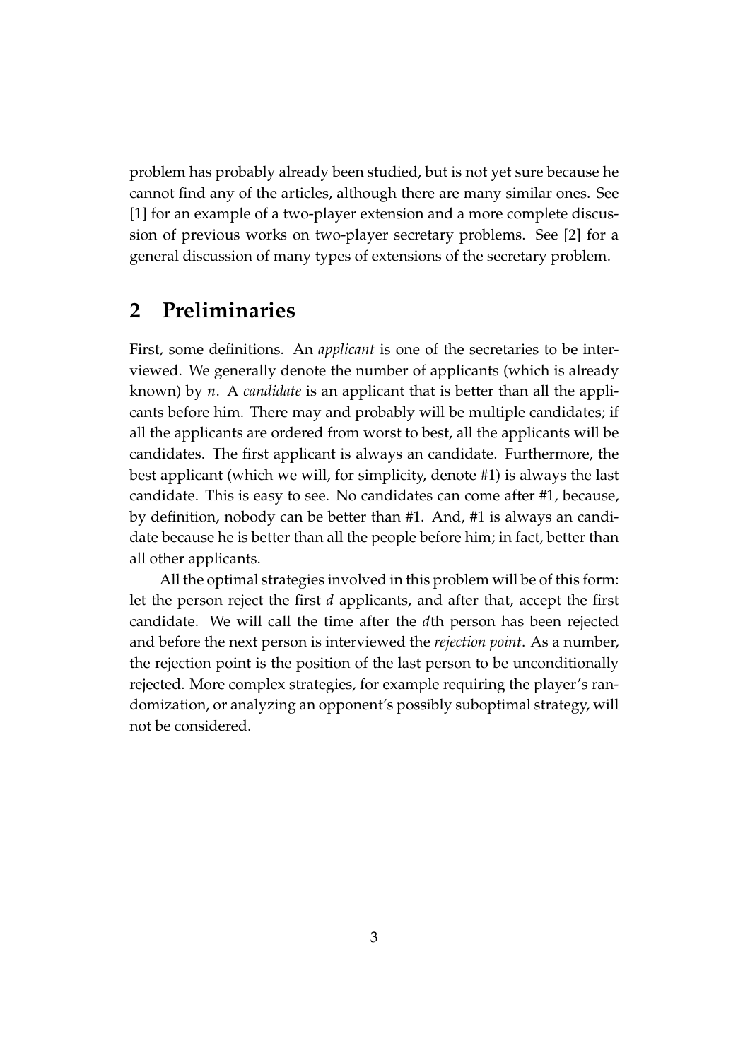problem has probably already been studied, but is not yet sure because he cannot find any of the articles, although there are many similar ones. See [1] for an example of a two-player extension and a more complete discussion of previous works on two-player secretary problems. See [2] for a general discussion of many types of extensions of the secretary problem.

## 2 Preliminaries

First, some definitions. An *applicant* is one of the secretaries to be interviewed. We generally denote the number of applicants (which is already known) by $n$. A *candidate* is an applicant that is better than all the applicants before him. There may and probably will be multiple candidates; if all the applicants are ordered from worst to best, all the applicants will be candidates. The first applicant is always an candidate. Furthermore, the best applicant (which we will, for simplicity, denote #1) is always the last candidate. This is easy to see. No candidates can come after #1, because, by definition, nobody can be better than #1. And, #1 is always an candidate because he is better than all the people before him; in fact, better than all other applicants.

All the optimal strategies involved in this problem will be of this form: let the person reject the first $d$ applicants, and after that, accept the first candidate. We will call the time after the $d$th person has been rejected and before the next person is interviewed the *rejection point*. As a number, the rejection point is the position of the last person to be unconditionally rejected. More complex strategies, for example requiring the player's randomization, or analyzing an opponent's possibly suboptimal strategy, will not be considered.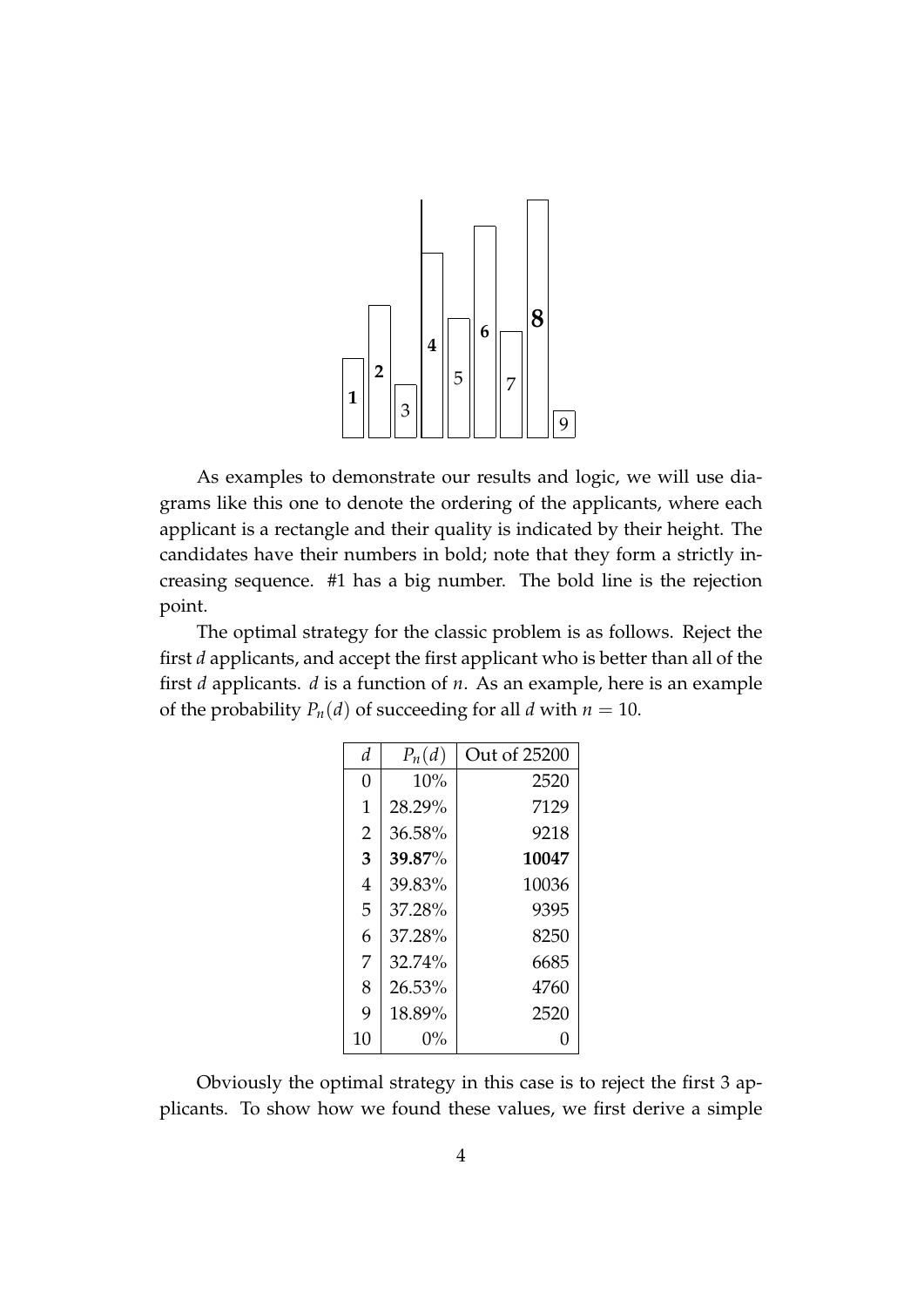As examples to demonstrate our results and logic, we will use diagrams like this one to denote the ordering of the applicants, where each applicant is a rectangle and their quality is indicated by their height. The candidates have their numbers in bold; note that they form a strictly increasing sequence. #1 has a big number. The bold line is the rejection point.

The optimal strategy for the classic problem is as follows. Reject the first $d$ applicants, and accept the first applicant who is better than all of the first $d$ applicants. $d$ is a function of $n$. As an example, here is an example of the probability $P_n(d)$ of succeeding for all $d$ with $n = 10$.

| $d$ | $P_n(d)$ | Out of 25200 |
|---|---|---|
| 0 | 10% | 2520 |
| 1 | 28.29% | 7129 |
| 2 | 36.58% | 9218 |
| **3** | **39.87**% | **10047** |
| 4 | 39.83% | 10036 |
| 5 | 37.28% | 9395 |
| 6 | 37.28% | 8250 |
| 7 | 32.74% | 6685 |
| 8 | 26.53% | 4760 |
| 9 | 18.89% | 2520 |
| 10 | 0% | 0 |

Obviously the optimal strategy in this case is to reject the first 3 applicants. To show how we found these values, we first derive a simple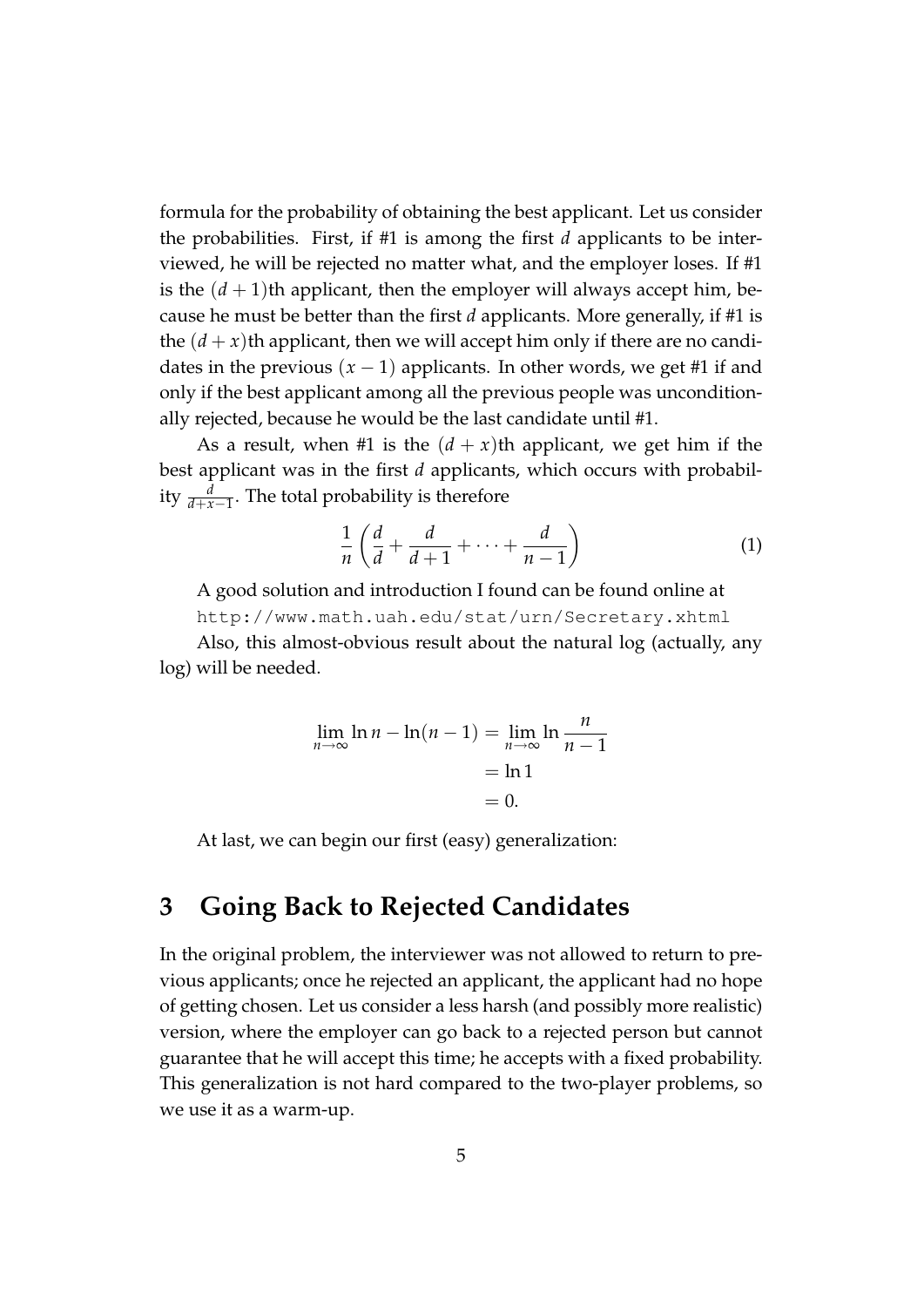formula for the probability of obtaining the best applicant. Let us consider the probabilities. First, if #1 is among the first $d$ applicants to be interviewed, he will be rejected no matter what, and the employer loses. If #1 is the $(d+1)$th applicant, then the employer will always accept him, because he must be better than the first $d$ applicants. More generally, if #1 is the $(d+x)$th applicant, then we will accept him only if there are no candidates in the previous $(x-1)$ applicants. In other words, we get #1 if and only if the best applicant among all the previous people was unconditionally rejected, because he would be the last candidate until #1.

As a result, when #1 is the $(d+x)$th applicant, we get him if the best applicant was in the first $d$ applicants, which occurs with probability $\frac{d}{d+x-1}$. The total probability is therefore

$$\frac{1}{n}\left(\frac{d}{d}+\frac{d}{d+1}+\cdots+\frac{d}{n-1}\right) \tag{1}$$

A good solution and introduction I found can be found online at `http://www.math.uah.edu/stat/urn/Secretary.xhtml`

Also, this almost-obvious result about the natural log (actually, any log) will be needed.

$$\begin{aligned}
\lim_{n\to\infty} \ln n - \ln(n-1) &= \lim_{n\to\infty} \ln\frac{n}{n-1} \\
&= \ln 1 \\
&= 0.
\end{aligned}$$

At last, we can begin our first (easy) generalization:

## 3 Going Back to Rejected Candidates

In the original problem, the interviewer was not allowed to return to previous applicants; once he rejected an applicant, the applicant had no hope of getting chosen. Let us consider a less harsh (and possibly more realistic) version, where the employer can go back to a rejected person but cannot guarantee that he will accept this time; he accepts with a fixed probability. This generalization is not hard compared to the two-player problems, so we use it as a warm-up.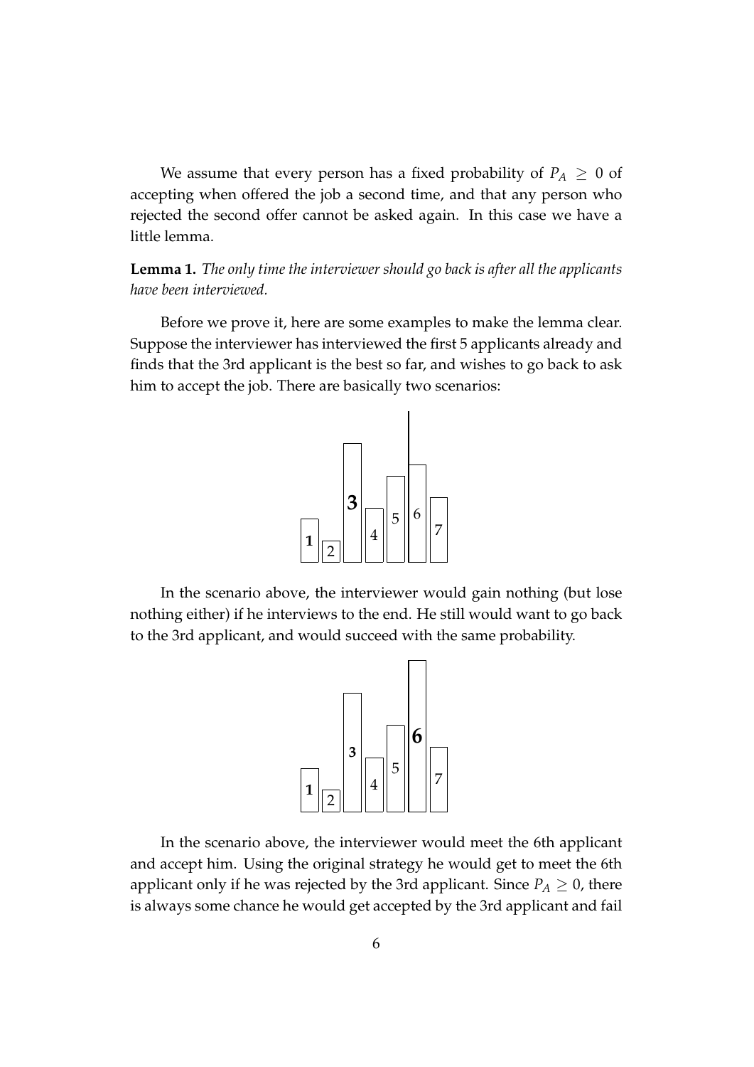We assume that every person has a fixed probability of $P_A \geq 0$ of accepting when offered the job a second time, and that any person who rejected the second offer cannot be asked again. In this case we have a little lemma.

**Lemma 1.** *The only time the interviewer should go back is after all the applicants have been interviewed.*

Before we prove it, here are some examples to make the lemma clear. Suppose the interviewer has interviewed the first 5 applicants already and finds that the 3rd applicant is the best so far, and wishes to go back to ask him to accept the job. There are basically two scenarios:

In the scenario above, the interviewer would gain nothing (but lose nothing either) if he interviews to the end. He still would want to go back to the 3rd applicant, and would succeed with the same probability.

In the scenario above, the interviewer would meet the 6th applicant and accept him. Using the original strategy he would get to meet the 6th applicant only if he was rejected by the 3rd applicant. Since $P_A \geq 0$, there is always some chance he would get accepted by the 3rd applicant and fail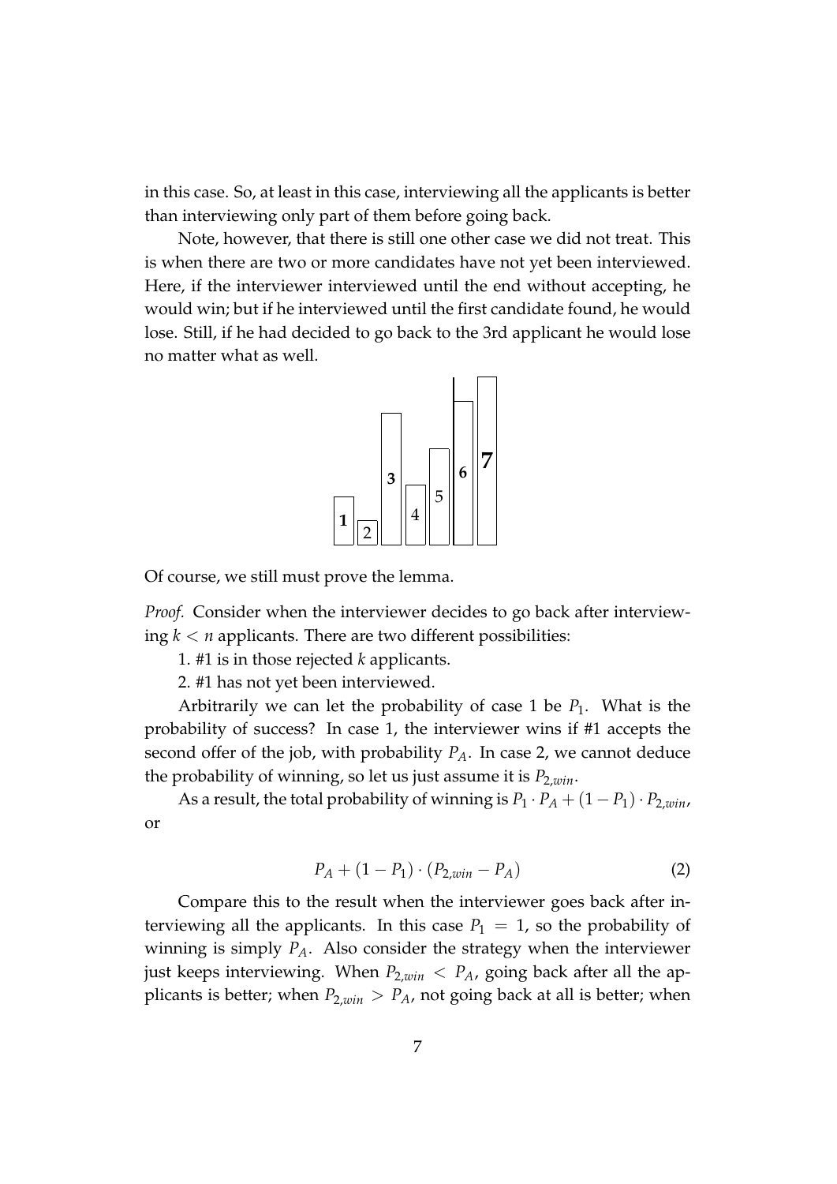in this case. So, at least in this case, interviewing all the applicants is better than interviewing only part of them before going back.

Note, however, that there is still one other case we did not treat. This is when there are two or more candidates have not yet been interviewed. Here, if the interviewer interviewed until the end without accepting, he would win; but if he interviewed until the first candidate found, he would lose. Still, if he had decided to go back to the 3rd applicant he would lose no matter what as well.

Of course, we still must prove the lemma.

*Proof.* Consider when the interviewer decides to go back after interviewing $k < n$ applicants. There are two different possibilities:

1. #1 is in those rejected $k$ applicants.

2. #1 has not yet been interviewed.

Arbitrarily we can let the probability of case 1 be $P_1$. What is the probability of success? In case 1, the interviewer wins if #1 accepts the second offer of the job, with probability $P_A$. In case 2, we cannot deduce the probability of winning, so let us just assume it is $P_{2,win}$.

As a result, the total probability of winning is $P_1 \cdot P_A + (1 - P_1) \cdot P_{2,win}$, or

$$P_A + (1 - P_1) \cdot (P_{2,win} - P_A) \tag{2}$$

Compare this to the result when the interviewer goes back after interviewing all the applicants. In this case $P_1 = 1$, so the probability of winning is simply $P_A$. Also consider the strategy when the interviewer just keeps interviewing. When $P_{2,win} < P_A$, going back after all the applicants is better; when $P_{2,win} > P_A$, not going back at all is better; when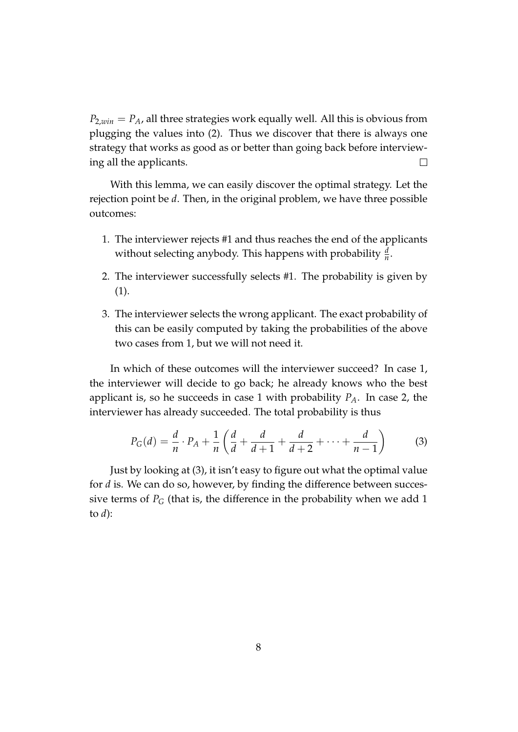$P_{2,win} = P_A$, all three strategies work equally well. All this is obvious from plugging the values into (2). Thus we discover that there is always one strategy that works as good as or better than going back before interviewing all the applicants. $\square$

With this lemma, we can easily discover the optimal strategy. Let the rejection point be $d$. Then, in the original problem, we have three possible outcomes:

1. The interviewer rejects #1 and thus reaches the end of the applicants without selecting anybody. This happens with probability $\frac{d}{n}$.
2. The interviewer successfully selects #1. The probability is given by (1).
3. The interviewer selects the wrong applicant. The exact probability of this can be easily computed by taking the probabilities of the above two cases from 1, but we will not need it.

In which of these outcomes will the interviewer succeed? In case 1, the interviewer will decide to go back; he already knows who the best applicant is, so he succeeds in case 1 with probability $P_A$. In case 2, the interviewer has already succeeded. The total probability is thus

$$P_G(d) = \frac{d}{n} \cdot P_A + \frac{1}{n}\left(\frac{d}{d} + \frac{d}{d+1} + \frac{d}{d+2} + \cdots + \frac{d}{n-1}\right) \tag{3}$$

Just by looking at (3), it isn't easy to figure out what the optimal value for $d$ is. We can do so, however, by finding the difference between successive terms of $P_G$ (that is, the difference in the probability when we add 1 to $d$):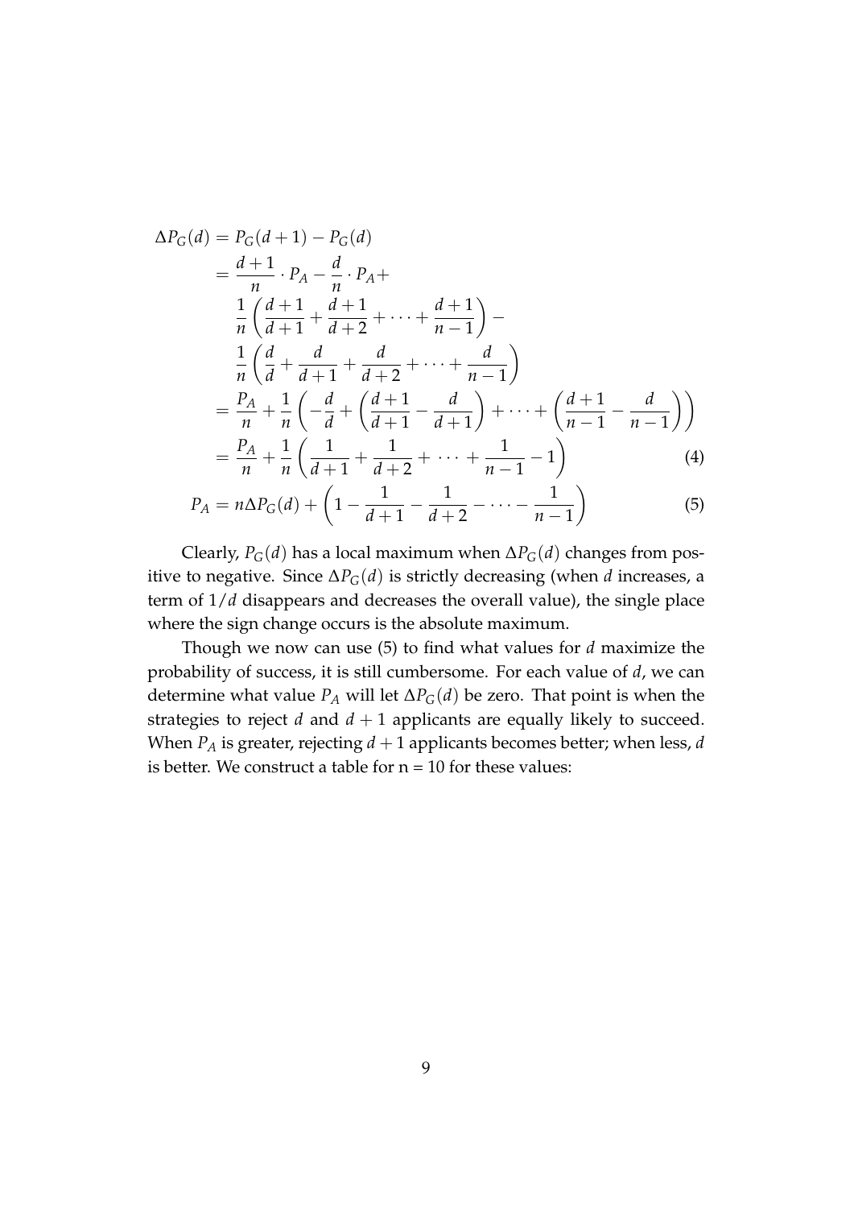$$
\begin{aligned}
\Delta P_G(d) &= P_G(d+1) - P_G(d) \\
&= \frac{d+1}{n} \cdot P_A - \frac{d}{n} \cdot P_A + \\
&\quad \frac{1}{n}\left(\frac{d+1}{d+1} + \frac{d+1}{d+2} + \cdots + \frac{d+1}{n-1}\right) - \\
&\quad \frac{1}{n}\left(\frac{d}{d} + \frac{d}{d+1} + \frac{d}{d+2} + \cdots + \frac{d}{n-1}\right) \\
&= \frac{P_A}{n} + \frac{1}{n}\left(-\frac{d}{d} + \left(\frac{d+1}{d+1} - \frac{d}{d+1}\right) + \cdots + \left(\frac{d+1}{n-1} - \frac{d}{n-1}\right)\right) \\
&= \frac{P_A}{n} + \frac{1}{n}\left(\frac{1}{d+1} + \frac{1}{d+2} + \cdots + \frac{1}{n-1} - 1\right) \qquad (4)
\end{aligned}
$$

$$
P_A = n\Delta P_G(d) + \left(1 - \frac{1}{d+1} - \frac{1}{d+2} - \cdots - \frac{1}{n-1}\right) \qquad (5)
$$

Clearly, $P_G(d)$ has a local maximum when $\Delta P_G(d)$ changes from positive to negative. Since $\Delta P_G(d)$ is strictly decreasing (when $d$ increases, a term of $1/d$ disappears and decreases the overall value), the single place where the sign change occurs is the absolute maximum.

Though we now can use (5) to find what values for $d$ maximize the probability of success, it is still cumbersome. For each value of $d$, we can determine what value $P_A$ will let $\Delta P_G(d)$ be zero. That point is when the strategies to reject $d$ and $d+1$ applicants are equally likely to succeed. When $P_A$ is greater, rejecting $d+1$ applicants becomes better; when less, $d$ is better. We construct a table for n = 10 for these values: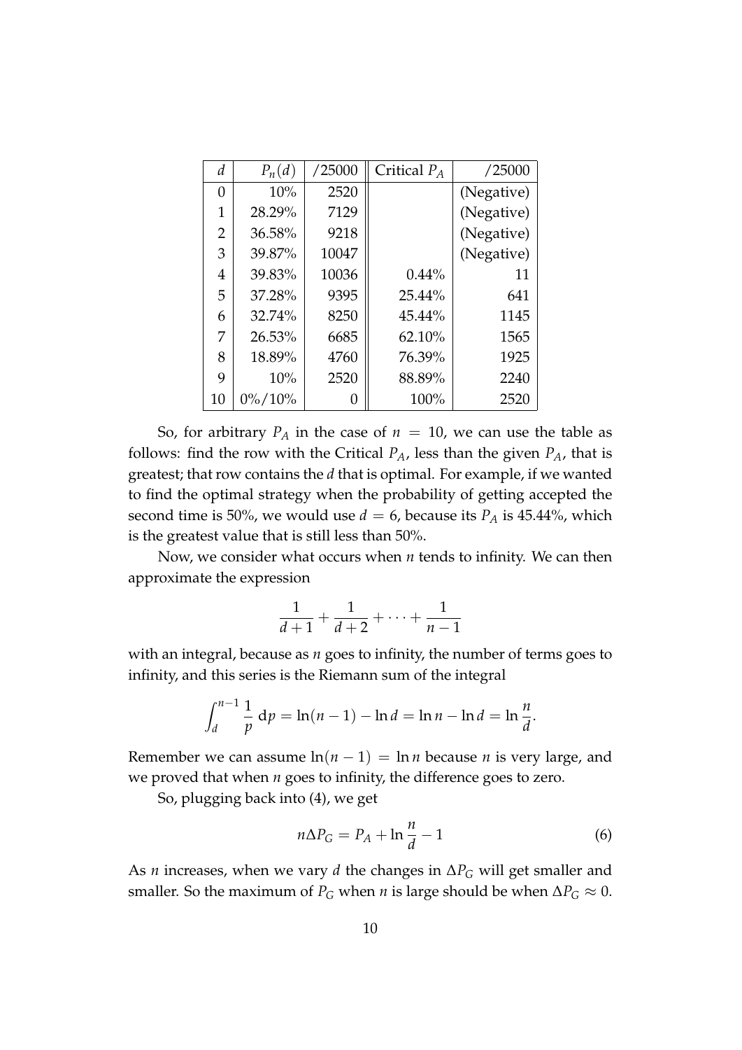| $d$ | $P_n(d)$ | /25000 | Critical $P_A$ | /25000 |
|---|---|---|---|---|
| 0 | 10% | 2520 | | (Negative) |
| 1 | 28.29% | 7129 | | (Negative) |
| 2 | 36.58% | 9218 | | (Negative) |
| 3 | 39.87% | 10047 | | (Negative) |
| 4 | 39.83% | 10036 | 0.44% | 11 |
| 5 | 37.28% | 9395 | 25.44% | 641 |
| 6 | 32.74% | 8250 | 45.44% | 1145 |
| 7 | 26.53% | 6685 | 62.10% | 1565 |
| 8 | 18.89% | 4760 | 76.39% | 1925 |
| 9 | 10% | 2520 | 88.89% | 2240 |
| 10 | 0%/10% | 0 | 100% | 2520 |

So, for arbitrary $P_A$ in the case of $n = 10$, we can use the table as follows: find the row with the Critical $P_A$, less than the given $P_A$, that is greatest; that row contains the $d$ that is optimal. For example, if we wanted to find the optimal strategy when the probability of getting accepted the second time is 50%, we would use $d = 6$, because its $P_A$ is 45.44%, which is the greatest value that is still less than 50%.

Now, we consider what occurs when $n$ tends to infinity. We can then approximate the expression

$$\frac{1}{d+1} + \frac{1}{d+2} + \cdots + \frac{1}{n-1}$$

with an integral, because as $n$ goes to infinity, the number of terms goes to infinity, and this series is the Riemann sum of the integral

$$\int_{d}^{n-1} \frac{1}{p}\, \mathrm{d}p = \ln(n-1) - \ln d = \ln n - \ln d = \ln \frac{n}{d}.$$

Remember we can assume $\ln(n-1) = \ln n$ because $n$ is very large, and we proved that when $n$ goes to infinity, the difference goes to zero.

So, plugging back into (4), we get

$$n\Delta P_G = P_A + \ln \frac{n}{d} - 1 \tag{6}$$

As $n$ increases, when we vary $d$ the changes in $\Delta P_G$ will get smaller and smaller. So the maximum of $P_G$ when $n$ is large should be when $\Delta P_G \approx 0$.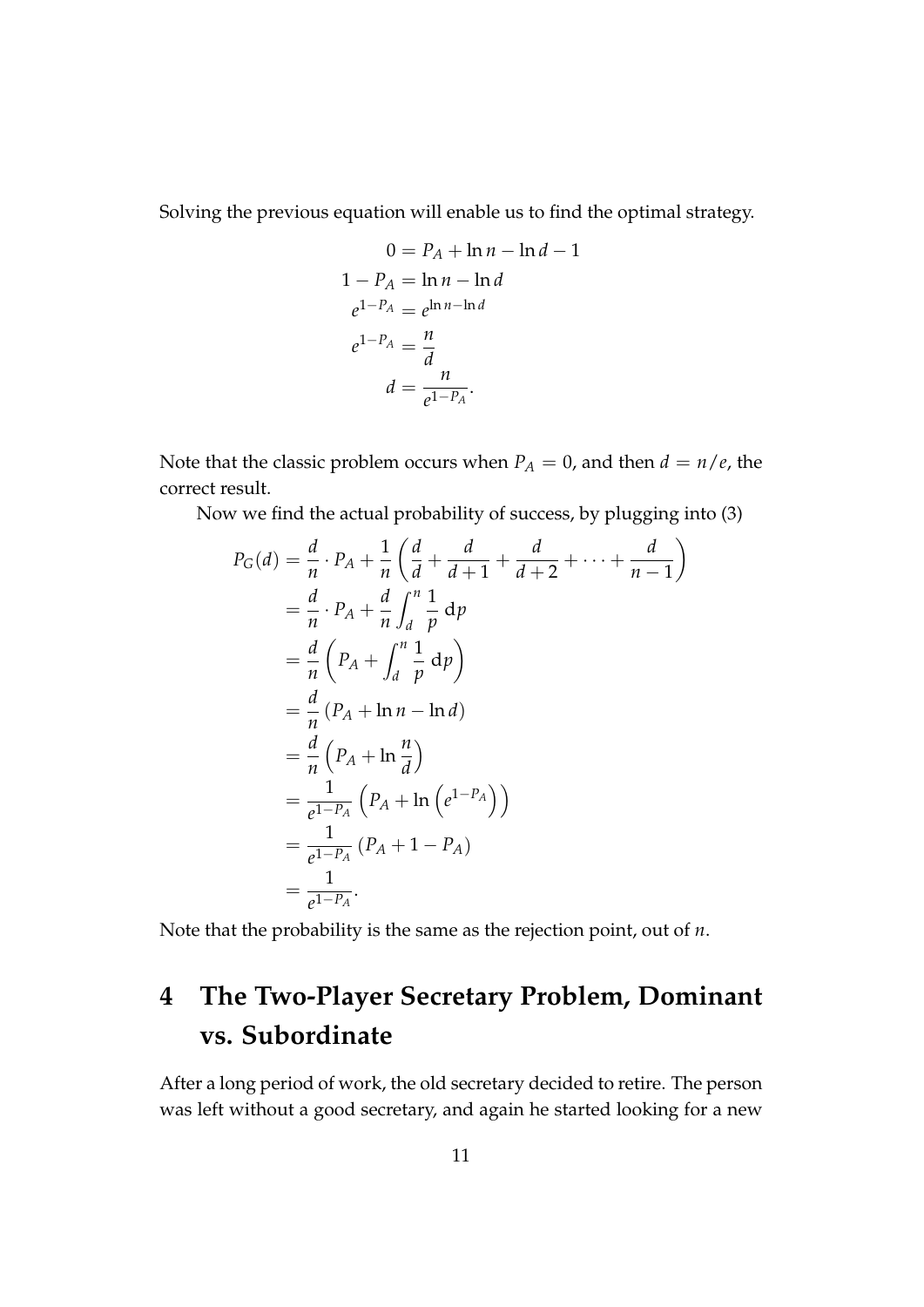Solving the previous equation will enable us to find the optimal strategy.

$$
\begin{aligned}
0 &= P_A + \ln n - \ln d - 1 \\
1 - P_A &= \ln n - \ln d \\
e^{1-P_A} &= e^{\ln n - \ln d} \\
e^{1-P_A} &= \frac{n}{d} \\
d &= \frac{n}{e^{1-P_A}}.
\end{aligned}
$$

Note that the classic problem occurs when $P_A = 0$, and then $d = n/e$, the correct result.

Now we find the actual probability of success, by plugging into (3)

$$
\begin{aligned}
P_G(d) &= \frac{d}{n} \cdot P_A + \frac{1}{n}\left(\frac{d}{d} + \frac{d}{d+1} + \frac{d}{d+2} + \cdots + \frac{d}{n-1}\right) \\
&= \frac{d}{n} \cdot P_A + \frac{d}{n}\int_d^n \frac{1}{p}\,\mathrm{d}p \\
&= \frac{d}{n}\left(P_A + \int_d^n \frac{1}{p}\,\mathrm{d}p\right) \\
&= \frac{d}{n}\left(P_A + \ln n - \ln d\right) \\
&= \frac{d}{n}\left(P_A + \ln\frac{n}{d}\right) \\
&= \frac{1}{e^{1-P_A}}\left(P_A + \ln\left(e^{1-P_A}\right)\right) \\
&= \frac{1}{e^{1-P_A}}\left(P_A + 1 - P_A\right) \\
&= \frac{1}{e^{1-P_A}}.
\end{aligned}
$$

Note that the probability is the same as the rejection point, out of $n$.

# 4 The Two-Player Secretary Problem, Dominant vs. Subordinate

After a long period of work, the old secretary decided to retire. The person was left without a good secretary, and again he started looking for a new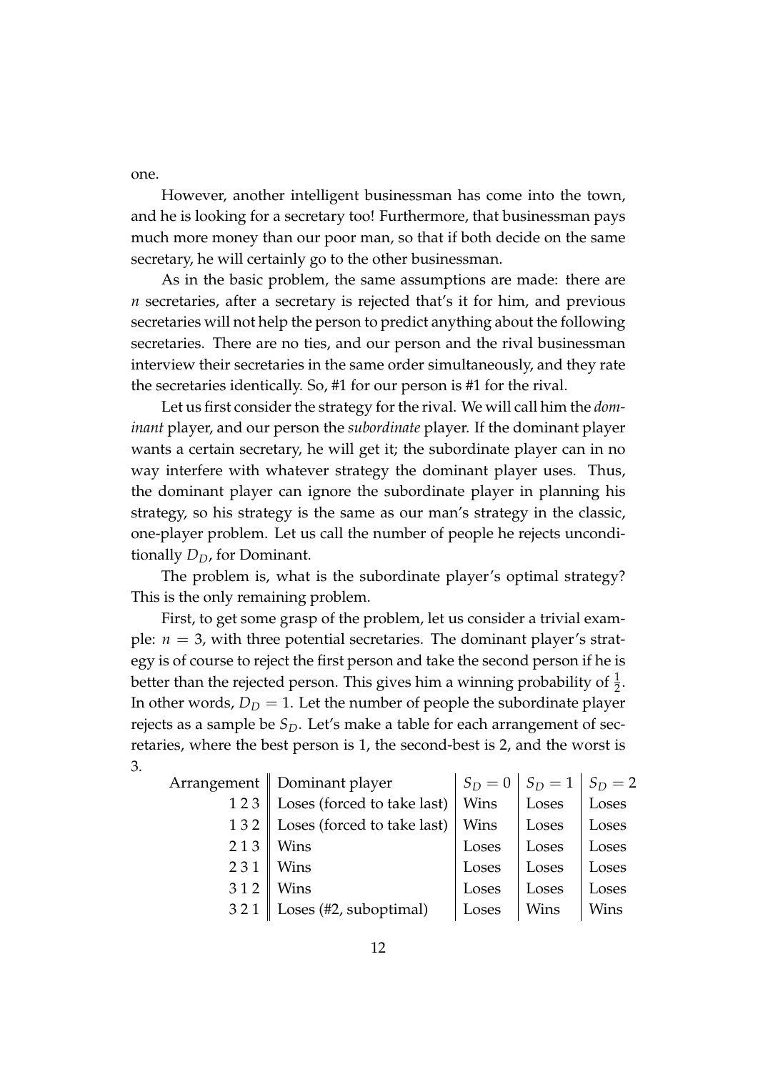one.

However, another intelligent businessman has come into the town, and he is looking for a secretary too! Furthermore, that businessman pays much more money than our poor man, so that if both decide on the same secretary, he will certainly go to the other businessman.

As in the basic problem, the same assumptions are made: there are $n$ secretaries, after a secretary is rejected that's it for him, and previous secretaries will not help the person to predict anything about the following secretaries. There are no ties, and our person and the rival businessman interview their secretaries in the same order simultaneously, and they rate the secretaries identically. So, #1 for our person is #1 for the rival.

Let us first consider the strategy for the rival. We will call him the *dominant* player, and our person the *subordinate* player. If the dominant player wants a certain secretary, he will get it; the subordinate player can in no way interfere with whatever strategy the dominant player uses. Thus, the dominant player can ignore the subordinate player in planning his strategy, so his strategy is the same as our man's strategy in the classic, one-player problem. Let us call the number of people he rejects unconditionally $D_D$, for Dominant.

The problem is, what is the subordinate player's optimal strategy? This is the only remaining problem.

First, to get some grasp of the problem, let us consider a trivial example: $n = 3$, with three potential secretaries. The dominant player's strategy is of course to reject the first person and take the second person if he is better than the rejected person. This gives him a winning probability of $\frac{1}{2}$. In other words, $D_D = 1$. Let the number of people the subordinate player rejects as a sample be $S_D$. Let's make a table for each arrangement of secretaries, where the best person is 1, the second-best is 2, and the worst is 3.

| Arrangement | Dominant player | $S_D = 0$ | $S_D = 1$ | $S_D = 2$ |
|---|---|---|---|---|
| 1 2 3 | Loses (forced to take last) | Wins | Loses | Loses |
| 1 3 2 | Loses (forced to take last) | Wins | Loses | Loses |
| 2 1 3 | Wins | Loses | Loses | Loses |
| 2 3 1 | Wins | Loses | Loses | Loses |
| 3 1 2 | Wins | Loses | Loses | Loses |
| 3 2 1 | Loses (#2, suboptimal) | Loses | Wins | Wins |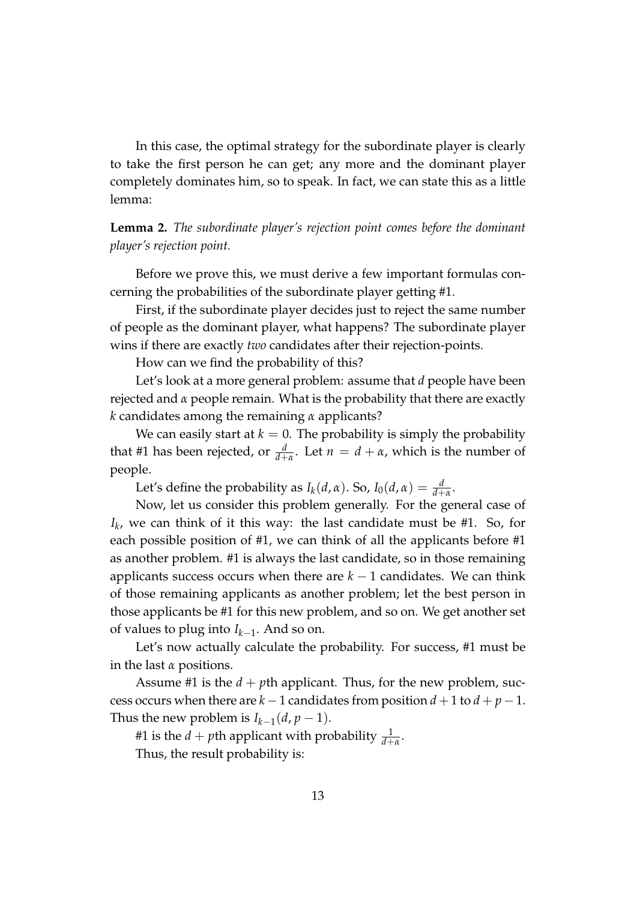In this case, the optimal strategy for the subordinate player is clearly to take the first person he can get; any more and the dominant player completely dominates him, so to speak. In fact, we can state this as a little lemma:

**Lemma 2.** *The subordinate player's rejection point comes before the dominant player's rejection point.*

Before we prove this, we must derive a few important formulas concerning the probabilities of the subordinate player getting #1.

First, if the subordinate player decides just to reject the same number of people as the dominant player, what happens? The subordinate player wins if there are exactly *two* candidates after their rejection-points.

How can we find the probability of this?

Let's look at a more general problem: assume that $d$ people have been rejected and $\alpha$ people remain. What is the probability that there are exactly $k$ candidates among the remaining $\alpha$ applicants?

We can easily start at $k = 0$. The probability is simply the probability that #1 has been rejected, or $\frac{d}{d+\alpha}$. Let $n = d + \alpha$, which is the number of people.

Let's define the probability as $I_k(d, \alpha)$. So, $I_0(d, \alpha) = \frac{d}{d+\alpha}$.

Now, let us consider this problem generally. For the general case of $I_k$, we can think of it this way: the last candidate must be #1. So, for each possible position of #1, we can think of all the applicants before #1 as another problem. #1 is always the last candidate, so in those remaining applicants success occurs when there are $k - 1$ candidates. We can think of those remaining applicants as another problem; let the best person in those applicants be #1 for this new problem, and so on. We get another set of values to plug into $I_{k-1}$. And so on.

Let's now actually calculate the probability. For success, #1 must be in the last $\alpha$ positions.

Assume #1 is the $d + p$th applicant. Thus, for the new problem, success occurs when there are $k - 1$ candidates from position $d + 1$ to $d + p - 1$. Thus the new problem is $I_{k-1}(d, p - 1)$.

#1 is the $d + p$th applicant with probability $\frac{1}{d+\alpha}$.

Thus, the result probability is: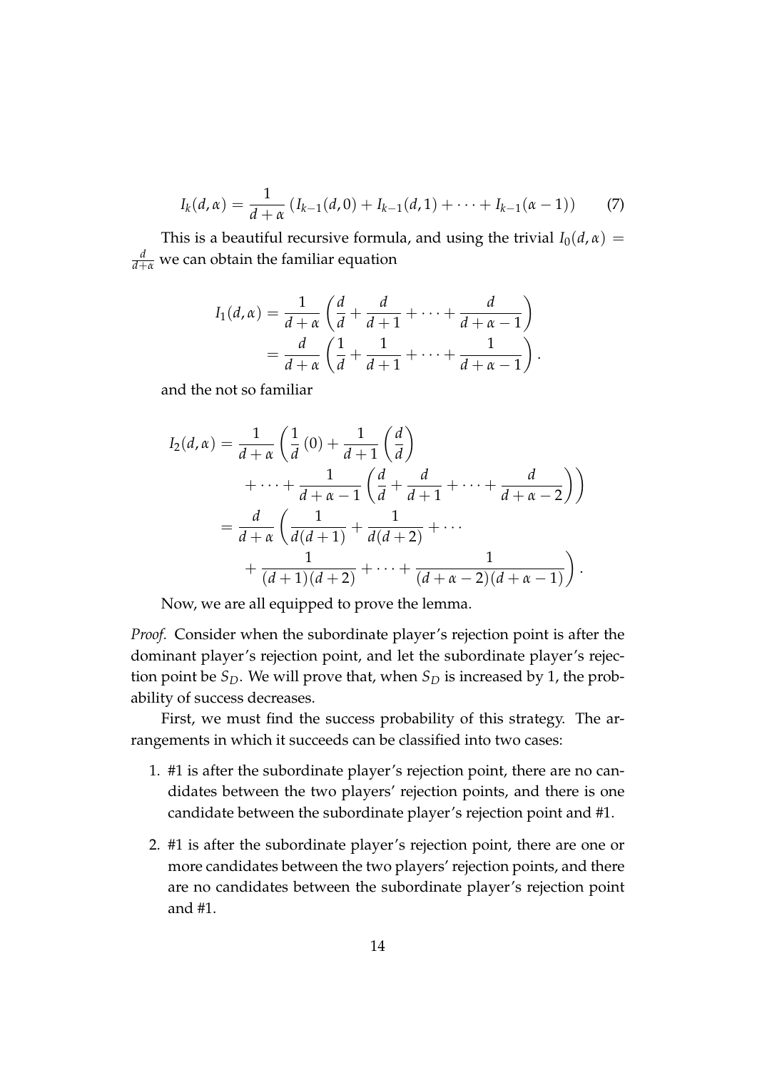$$I_k(d, \alpha) = \frac{1}{d+\alpha} \left( I_{k-1}(d, 0) + I_{k-1}(d, 1) + \cdots + I_{k-1}(\alpha - 1) \right) \tag{7}$$

This is a beautiful recursive formula, and using the trivial $I_0(d, \alpha) = \frac{d}{d+\alpha}$ we can obtain the familiar equation

$$\begin{aligned}
I_1(d, \alpha) &= \frac{1}{d+\alpha} \left( \frac{d}{d} + \frac{d}{d+1} + \cdots + \frac{d}{d+\alpha-1} \right) \\
&= \frac{d}{d+\alpha} \left( \frac{1}{d} + \frac{1}{d+1} + \cdots + \frac{1}{d+\alpha-1} \right).
\end{aligned}$$

and the not so familiar

$$\begin{aligned}
I_2(d, \alpha) &= \frac{1}{d+\alpha} \left( \frac{1}{d}(0) + \frac{1}{d+1}\left(\frac{d}{d}\right) \right. \\
&\qquad \left. + \cdots + \frac{1}{d+\alpha-1} \left( \frac{d}{d} + \frac{d}{d+1} + \cdots + \frac{d}{d+\alpha-2} \right) \right) \\
&= \frac{d}{d+\alpha} \left( \frac{1}{d(d+1)} + \frac{1}{d(d+2)} + \cdots \right. \\
&\qquad \left. + \frac{1}{(d+1)(d+2)} + \cdots + \frac{1}{(d+\alpha-2)(d+\alpha-1)} \right).
\end{aligned}$$

Now, we are all equipped to prove the lemma.

*Proof.* Consider when the subordinate player's rejection point is after the dominant player's rejection point, and let the subordinate player's rejection point be $S_D$. We will prove that, when $S_D$ is increased by 1, the probability of success decreases.

First, we must find the success probability of this strategy. The arrangements in which it succeeds can be classified into two cases:

1. #1 is after the subordinate player's rejection point, there are no candidates between the two players' rejection points, and there is one candidate between the subordinate player's rejection point and #1.
2. #1 is after the subordinate player's rejection point, there are one or more candidates between the two players' rejection points, and there are no candidates between the subordinate player's rejection point and #1.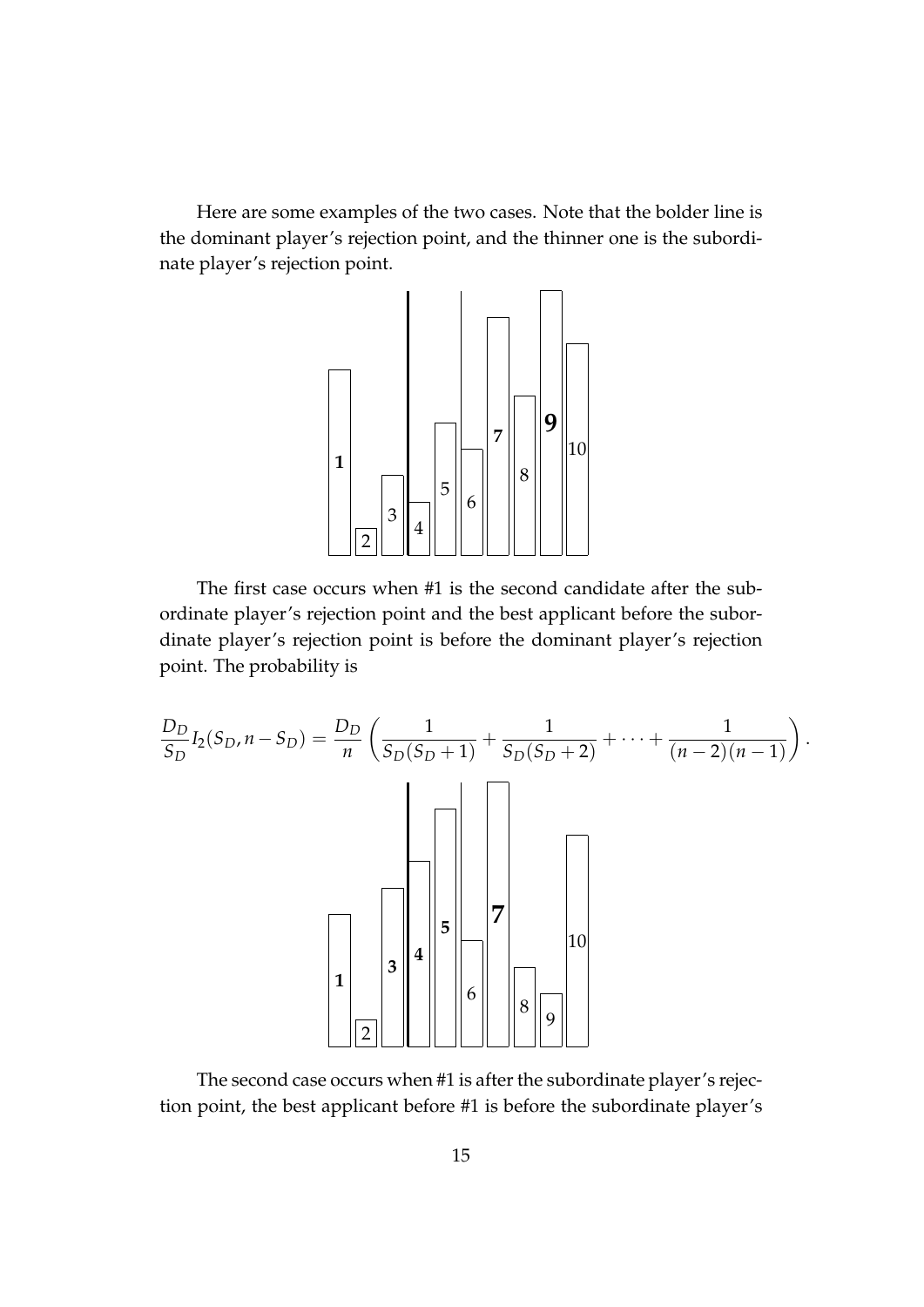Here are some examples of the two cases. Note that the bolder line is the dominant player's rejection point, and the thinner one is the subordinate player's rejection point.

The first case occurs when #1 is the second candidate after the subordinate player's rejection point and the best applicant before the subordinate player's rejection point is before the dominant player's rejection point. The probability is

$$\frac{D_D}{S_D} I_2(S_D, n - S_D) = \frac{D_D}{n} \left( \frac{1}{S_D(S_D+1)} + \frac{1}{S_D(S_D+2)} + \cdots + \frac{1}{(n-2)(n-1)} \right).$$

The second case occurs when #1 is after the subordinate player's rejection point, the best applicant before #1 is before the subordinate player's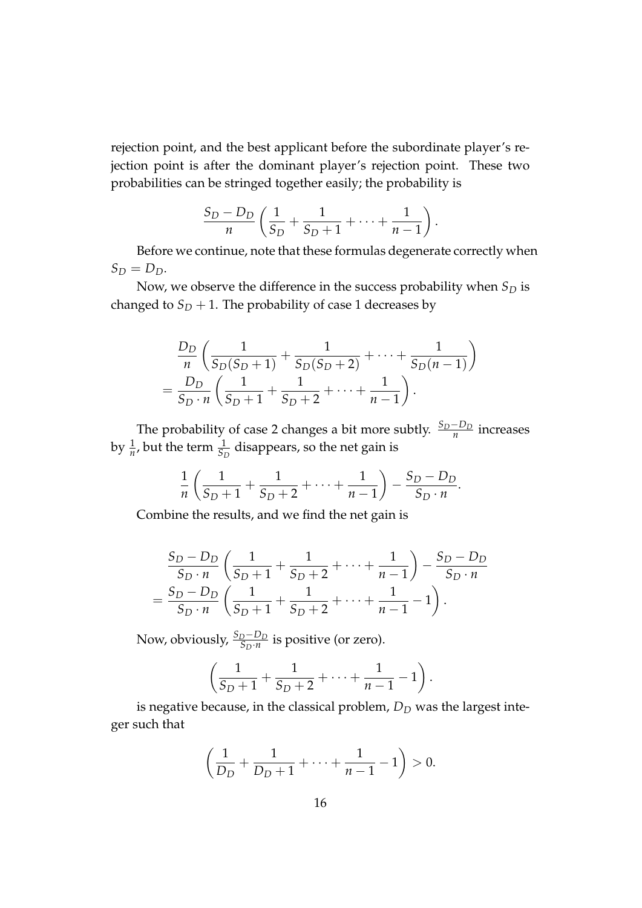rejection point, and the best applicant before the subordinate player's rejection point is after the dominant player's rejection point. These two probabilities can be stringed together easily; the probability is

$$\frac{S_D - D_D}{n}\left(\frac{1}{S_D} + \frac{1}{S_D+1} + \cdots + \frac{1}{n-1}\right).$$

Before we continue, note that these formulas degenerate correctly when $S_D = D_D$.

Now, we observe the difference in the success probability when $S_D$ is changed to $S_D + 1$. The probability of case 1 decreases by

$$\begin{aligned}
&\frac{D_D}{n}\left(\frac{1}{S_D(S_D+1)} + \frac{1}{S_D(S_D+2)} + \cdots + \frac{1}{S_D(n-1)}\right) \\
&= \frac{D_D}{S_D \cdot n}\left(\frac{1}{S_D+1} + \frac{1}{S_D+2} + \cdots + \frac{1}{n-1}\right).
\end{aligned}$$

The probability of case 2 changes a bit more subtly. $\frac{S_D - D_D}{n}$ increases by $\frac{1}{n}$, but the term $\frac{1}{S_D}$ disappears, so the net gain is

$$\frac{1}{n}\left(\frac{1}{S_D+1} + \frac{1}{S_D+2} + \cdots + \frac{1}{n-1}\right) - \frac{S_D - D_D}{S_D \cdot n}.$$

Combine the results, and we find the net gain is

$$\begin{aligned}
&\frac{S_D - D_D}{S_D \cdot n}\left(\frac{1}{S_D+1} + \frac{1}{S_D+2} + \cdots + \frac{1}{n-1}\right) - \frac{S_D - D_D}{S_D \cdot n} \\
&= \frac{S_D - D_D}{S_D \cdot n}\left(\frac{1}{S_D+1} + \frac{1}{S_D+2} + \cdots + \frac{1}{n-1} - 1\right).
\end{aligned}$$

Now, obviously, $\frac{S_D - D_D}{S_D \cdot n}$ is positive (or zero).

$$\left(\frac{1}{S_D+1} + \frac{1}{S_D+2} + \cdots + \frac{1}{n-1} - 1\right).$$

is negative because, in the classical problem, $D_D$ was the largest integer such that

$$\left(\frac{1}{D_D} + \frac{1}{D_D+1} + \cdots + \frac{1}{n-1} - 1\right) > 0.$$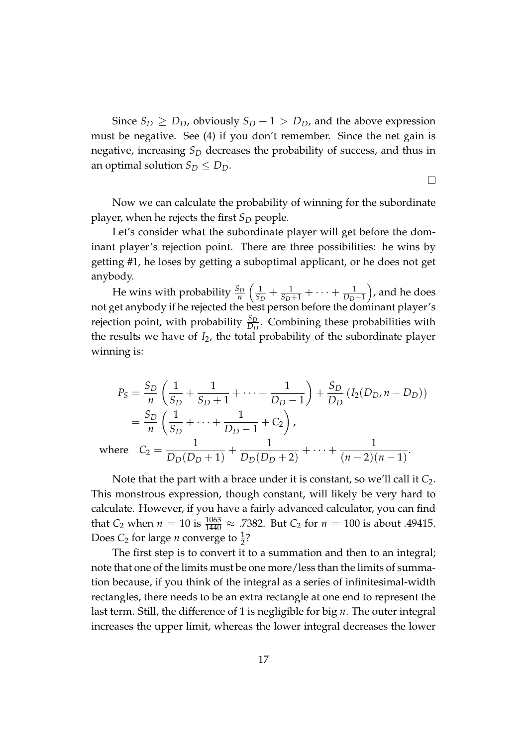Since $S_D \geq D_D$, obviously $S_D + 1 > D_D$, and the above expression must be negative. See (4) if you don't remember. Since the net gain is negative, increasing $S_D$ decreases the probability of success, and thus in an optimal solution $S_D \leq D_D$.

□

Now we can calculate the probability of winning for the subordinate player, when he rejects the first $S_D$ people.

Let's consider what the subordinate player will get before the dominant player's rejection point. There are three possibilities: he wins by getting #1, he loses by getting a suboptimal applicant, or he does not get anybody.

He wins with probability $\frac{S_D}{n}\left(\frac{1}{S_D} + \frac{1}{S_D+1} + \cdots + \frac{1}{D_D-1}\right)$, and he does not get anybody if he rejected the best person before the dominant player's rejection point, with probability $\frac{S_D}{D_D}$. Combining these probabilities with the results we have of $I_2$, the total probability of the subordinate player winning is:

$$
\begin{aligned}
P_S &= \frac{S_D}{n}\left(\frac{1}{S_D} + \frac{1}{S_D+1} + \cdots + \frac{1}{D_D-1}\right) + \frac{S_D}{D_D}\left(I_2(D_D, n - D_D)\right) \\
&= \frac{S_D}{n}\left(\frac{1}{S_D} + \cdots + \frac{1}{D_D-1} + C_2\right), \\
\text{where} \quad C_2 &= \frac{1}{D_D(D_D+1)} + \frac{1}{D_D(D_D+2)} + \cdots + \frac{1}{(n-2)(n-1)}.
\end{aligned}
$$

Note that the part with a brace under it is constant, so we'll call it $C_2$. This monstrous expression, though constant, will likely be very hard to calculate. However, if you have a fairly advanced calculator, you can find that $C_2$ when $n = 10$ is $\frac{1063}{1440} \approx .7382$. But $C_2$ for $n = 100$ is about .49415. Does $C_2$ for large $n$ converge to $\frac{1}{2}$?

The first step is to convert it to a summation and then to an integral; note that one of the limits must be one more/less than the limits of summation because, if you think of the integral as a series of infinitesimal-width rectangles, there needs to be an extra rectangle at one end to represent the last term. Still, the difference of 1 is negligible for big $n$. The outer integral increases the upper limit, whereas the lower integral decreases the lower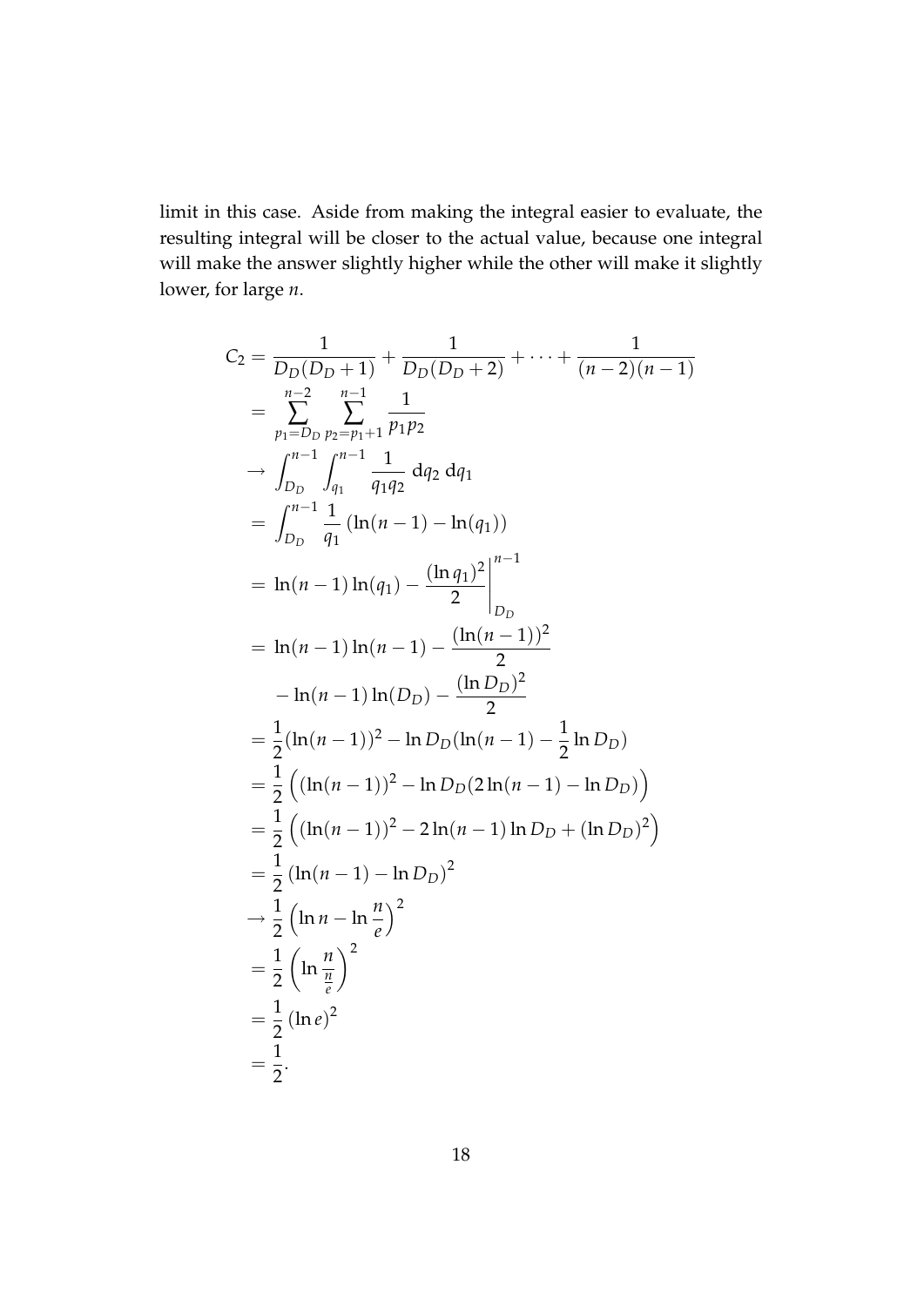limit in this case. Aside from making the integral easier to evaluate, the resulting integral will be closer to the actual value, because one integral will make the answer slightly higher while the other will make it slightly lower, for large $n$.

$$
\begin{aligned}
C_2 &= \frac{1}{D_D(D_D+1)} + \frac{1}{D_D(D_D+2)} + \cdots + \frac{1}{(n-2)(n-1)} \\
&= \sum_{p_1=D_D}^{n-2} \sum_{p_2=p_1+1}^{n-1} \frac{1}{p_1 p_2} \\
&\to \int_{D_D}^{n-1} \int_{q_1}^{n-1} \frac{1}{q_1 q_2} \, \mathrm{d}q_2 \, \mathrm{d}q_1 \\
&= \int_{D_D}^{n-1} \frac{1}{q_1} \left( \ln(n-1) - \ln(q_1) \right) \\
&= \ln(n-1)\ln(q_1) - \frac{(\ln q_1)^2}{2} \Bigg|_{D_D}^{n-1} \\
&= \ln(n-1)\ln(n-1) - \frac{(\ln(n-1))^2}{2} \\
&\quad - \ln(n-1)\ln(D_D) - \frac{(\ln D_D)^2}{2} \\
&= \frac{1}{2}(\ln(n-1))^2 - \ln D_D(\ln(n-1) - \frac{1}{2}\ln D_D) \\
&= \frac{1}{2}\Big( (\ln(n-1))^2 - \ln D_D(2\ln(n-1) - \ln D_D) \Big) \\
&= \frac{1}{2}\Big( (\ln(n-1))^2 - 2\ln(n-1)\ln D_D + (\ln D_D)^2 \Big) \\
&= \frac{1}{2}\left( \ln(n-1) - \ln D_D \right)^2 \\
&\to \frac{1}{2}\left( \ln n - \ln \frac{n}{e} \right)^2 \\
&= \frac{1}{2}\left( \ln \frac{n}{\frac{n}{e}} \right)^2 \\
&= \frac{1}{2}\left( \ln e \right)^2 \\
&= \frac{1}{2}.
\end{aligned}
$$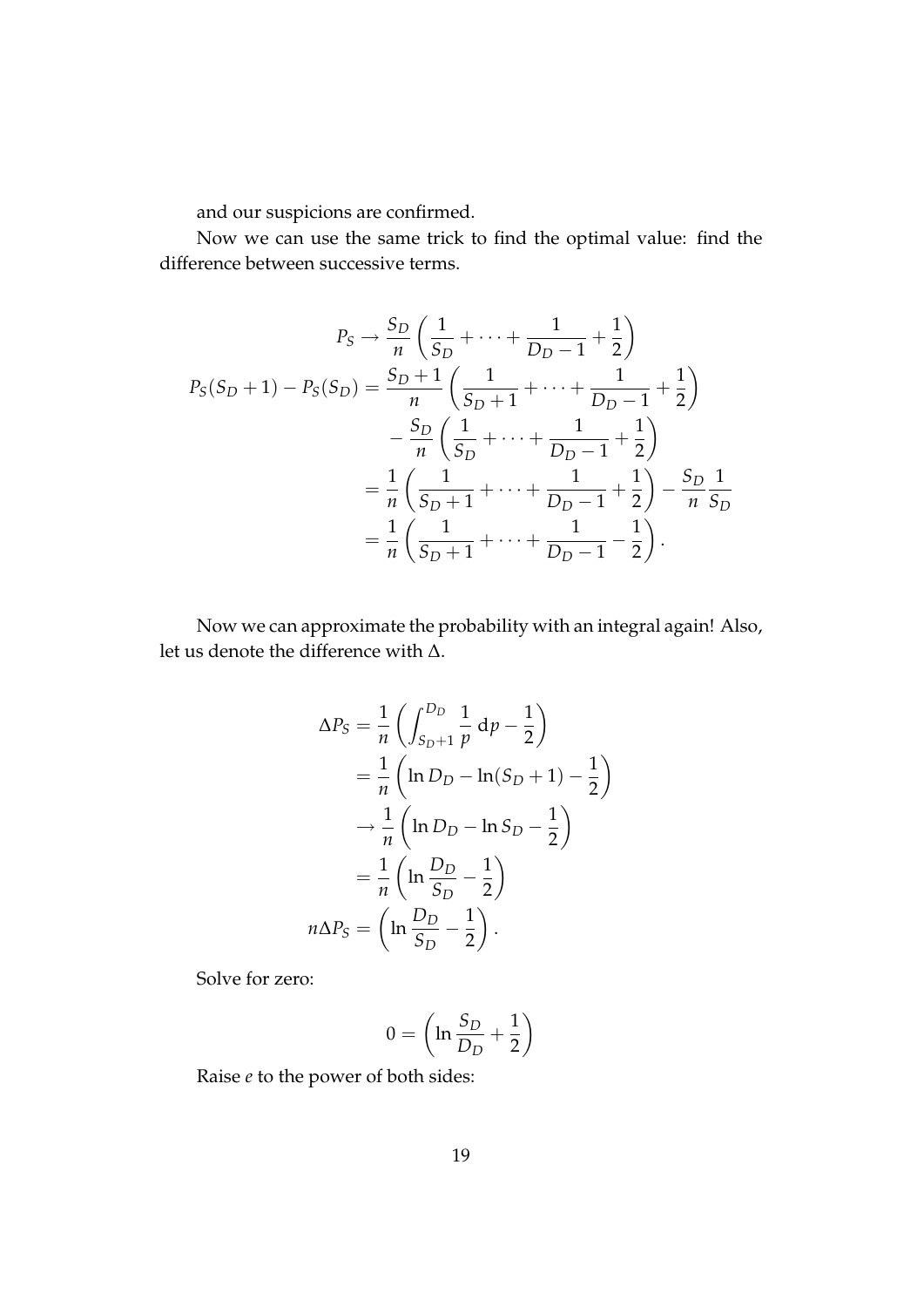and our suspicions are confirmed.

Now we can use the same trick to find the optimal value: find the difference between successive terms.

$$
\begin{aligned}
P_S &\to \frac{S_D}{n}\left(\frac{1}{S_D} + \cdots + \frac{1}{D_D - 1} + \frac{1}{2}\right) \\
P_S(S_D+1) - P_S(S_D) &= \frac{S_D+1}{n}\left(\frac{1}{S_D+1} + \cdots + \frac{1}{D_D - 1} + \frac{1}{2}\right) \\
&\quad - \frac{S_D}{n}\left(\frac{1}{S_D} + \cdots + \frac{1}{D_D - 1} + \frac{1}{2}\right) \\
&= \frac{1}{n}\left(\frac{1}{S_D+1} + \cdots + \frac{1}{D_D - 1} + \frac{1}{2}\right) - \frac{S_D}{n}\frac{1}{S_D} \\
&= \frac{1}{n}\left(\frac{1}{S_D+1} + \cdots + \frac{1}{D_D - 1} - \frac{1}{2}\right).
\end{aligned}
$$

Now we can approximate the probability with an integral again! Also, let us denote the difference with $\Delta$.

$$
\begin{aligned}
\Delta P_S &= \frac{1}{n}\left(\int_{S_D+1}^{D_D} \frac{1}{p}\,\mathrm{d}p - \frac{1}{2}\right) \\
&= \frac{1}{n}\left(\ln D_D - \ln(S_D+1) - \frac{1}{2}\right) \\
&\to \frac{1}{n}\left(\ln D_D - \ln S_D - \frac{1}{2}\right) \\
&= \frac{1}{n}\left(\ln \frac{D_D}{S_D} - \frac{1}{2}\right) \\
n\Delta P_S &= \left(\ln \frac{D_D}{S_D} - \frac{1}{2}\right).
\end{aligned}
$$

Solve for zero:

$$
0 = \left(\ln \frac{S_D}{D_D} + \frac{1}{2}\right)
$$

Raise $e$ to the power of both sides: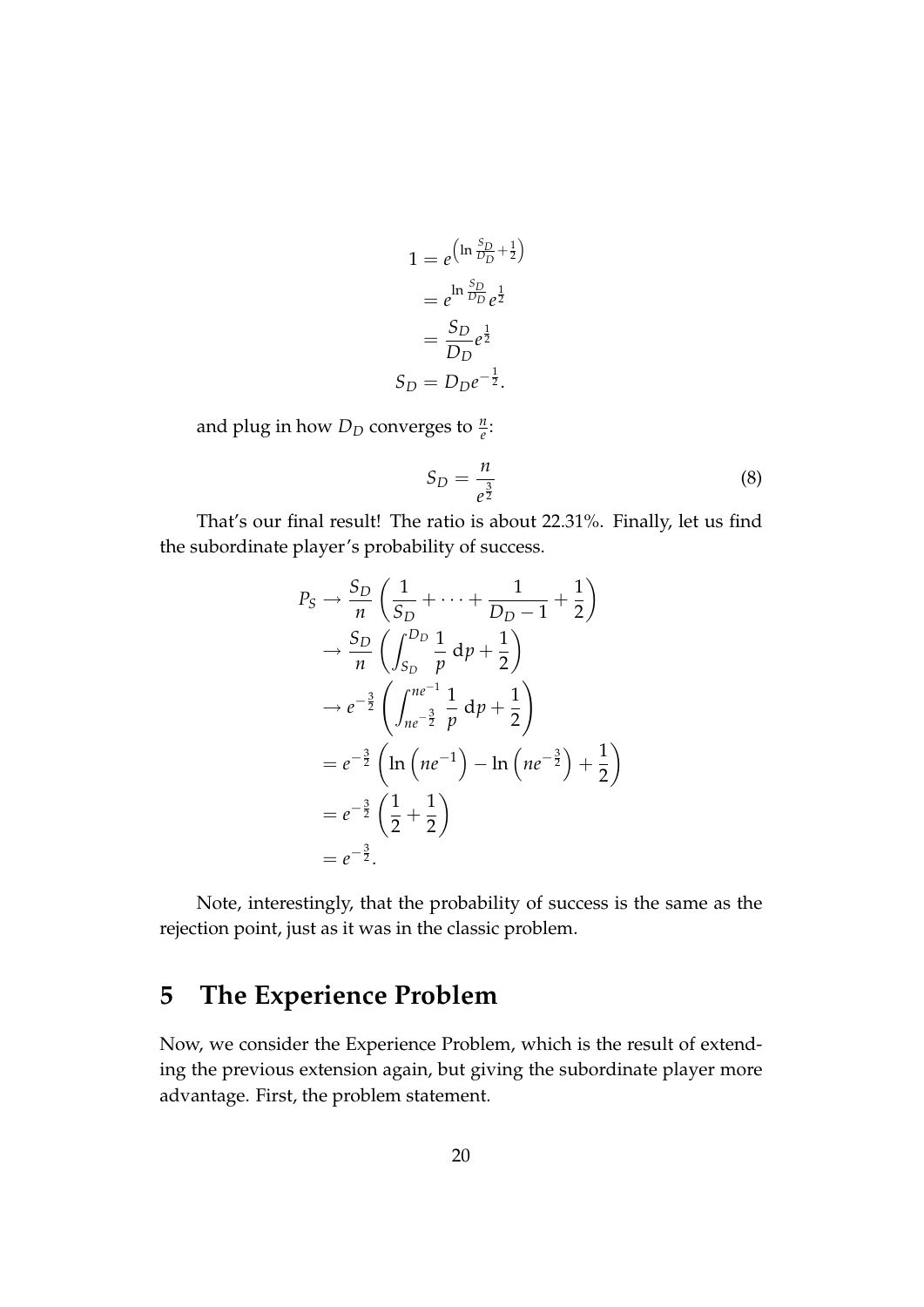$$
\begin{aligned}
1 &= e^{\left(\ln \frac{S_D}{D_D} + \frac{1}{2}\right)} \\
&= e^{\ln \frac{S_D}{D_D}} e^{\frac{1}{2}} \\
&= \frac{S_D}{D_D} e^{\frac{1}{2}} \\
S_D &= D_D e^{-\frac{1}{2}}.
\end{aligned}
$$

and plug in how $D_D$ converges to $\frac{n}{e}$:

$$
S_D = \frac{n}{e^{\frac{3}{2}}} \tag{8}
$$

That's our final result! The ratio is about 22.31%. Finally, let us find the subordinate player's probability of success.

$$
\begin{aligned}
P_S &\to \frac{S_D}{n} \left( \frac{1}{S_D} + \cdots + \frac{1}{D_D - 1} + \frac{1}{2} \right) \\
&\to \frac{S_D}{n} \left( \int_{S_D}^{D_D} \frac{1}{p} \, \mathrm{d}p + \frac{1}{2} \right) \\
&\to e^{-\frac{3}{2}} \left( \int_{ne^{-\frac{3}{2}}}^{ne^{-1}} \frac{1}{p} \, \mathrm{d}p + \frac{1}{2} \right) \\
&= e^{-\frac{3}{2}} \left( \ln \left( ne^{-1} \right) - \ln \left( ne^{-\frac{3}{2}} \right) + \frac{1}{2} \right) \\
&= e^{-\frac{3}{2}} \left( \frac{1}{2} + \frac{1}{2} \right) \\
&= e^{-\frac{3}{2}}.
\end{aligned}
$$

Note, interestingly, that the probability of success is the same as the rejection point, just as it was in the classic problem.

# 5 The Experience Problem

Now, we consider the Experience Problem, which is the result of extending the previous extension again, but giving the subordinate player more advantage. First, the problem statement.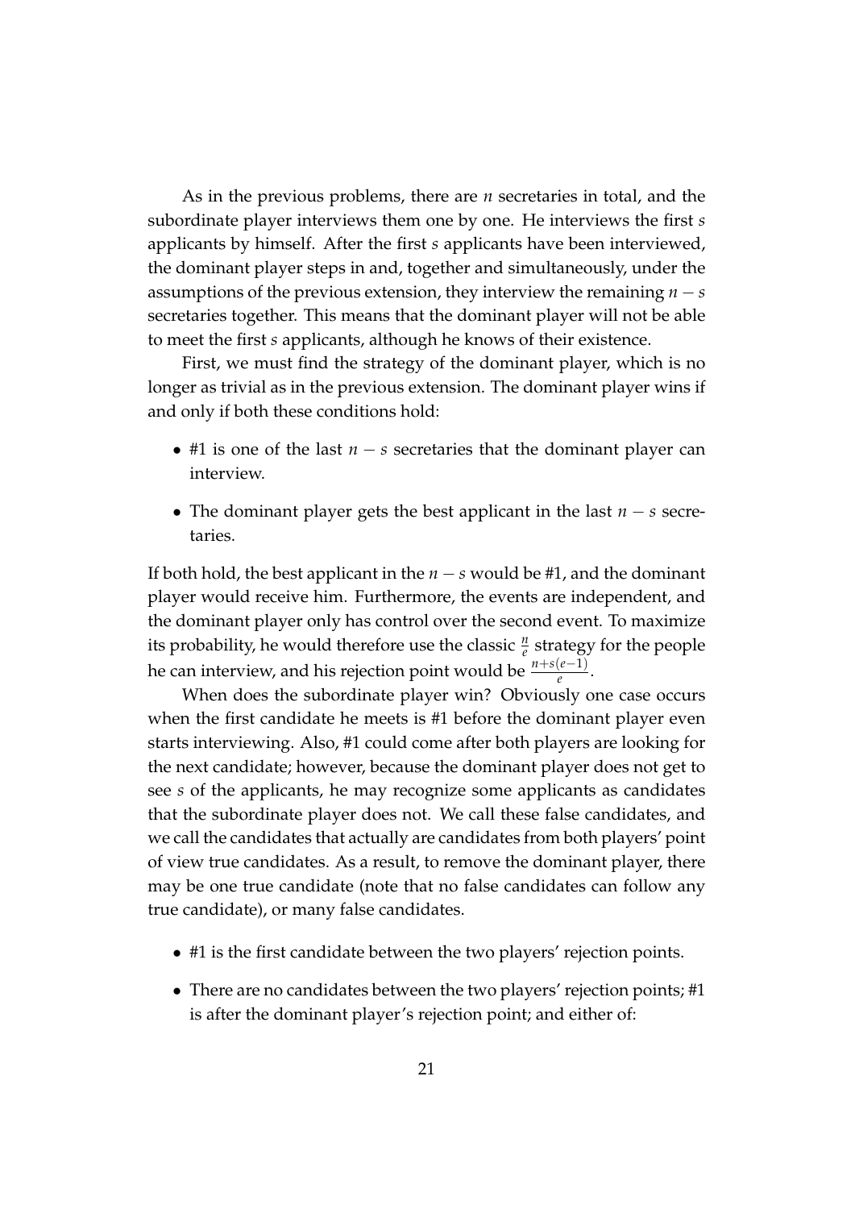As in the previous problems, there are $n$ secretaries in total, and the subordinate player interviews them one by one. He interviews the first $s$ applicants by himself. After the first $s$ applicants have been interviewed, the dominant player steps in and, together and simultaneously, under the assumptions of the previous extension, they interview the remaining $n - s$ secretaries together. This means that the dominant player will not be able to meet the first $s$ applicants, although he knows of their existence.

First, we must find the strategy of the dominant player, which is no longer as trivial as in the previous extension. The dominant player wins if and only if both these conditions hold:

- #1 is one of the last $n - s$ secretaries that the dominant player can interview.
- The dominant player gets the best applicant in the last $n - s$ secretaries.

If both hold, the best applicant in the $n - s$ would be #1, and the dominant player would receive him. Furthermore, the events are independent, and the dominant player only has control over the second event. To maximize its probability, he would therefore use the classic $\frac{n}{e}$ strategy for the people he can interview, and his rejection point would be $\frac{n+s(e-1)}{e}$.

When does the subordinate player win? Obviously one case occurs when the first candidate he meets is #1 before the dominant player even starts interviewing. Also, #1 could come after both players are looking for the next candidate; however, because the dominant player does not get to see $s$ of the applicants, he may recognize some applicants as candidates that the subordinate player does not. We call these false candidates, and we call the candidates that actually are candidates from both players' point of view true candidates. As a result, to remove the dominant player, there may be one true candidate (note that no false candidates can follow any true candidate), or many false candidates.

- #1 is the first candidate between the two players' rejection points.
- There are no candidates between the two players' rejection points; #1 is after the dominant player's rejection point; and either of: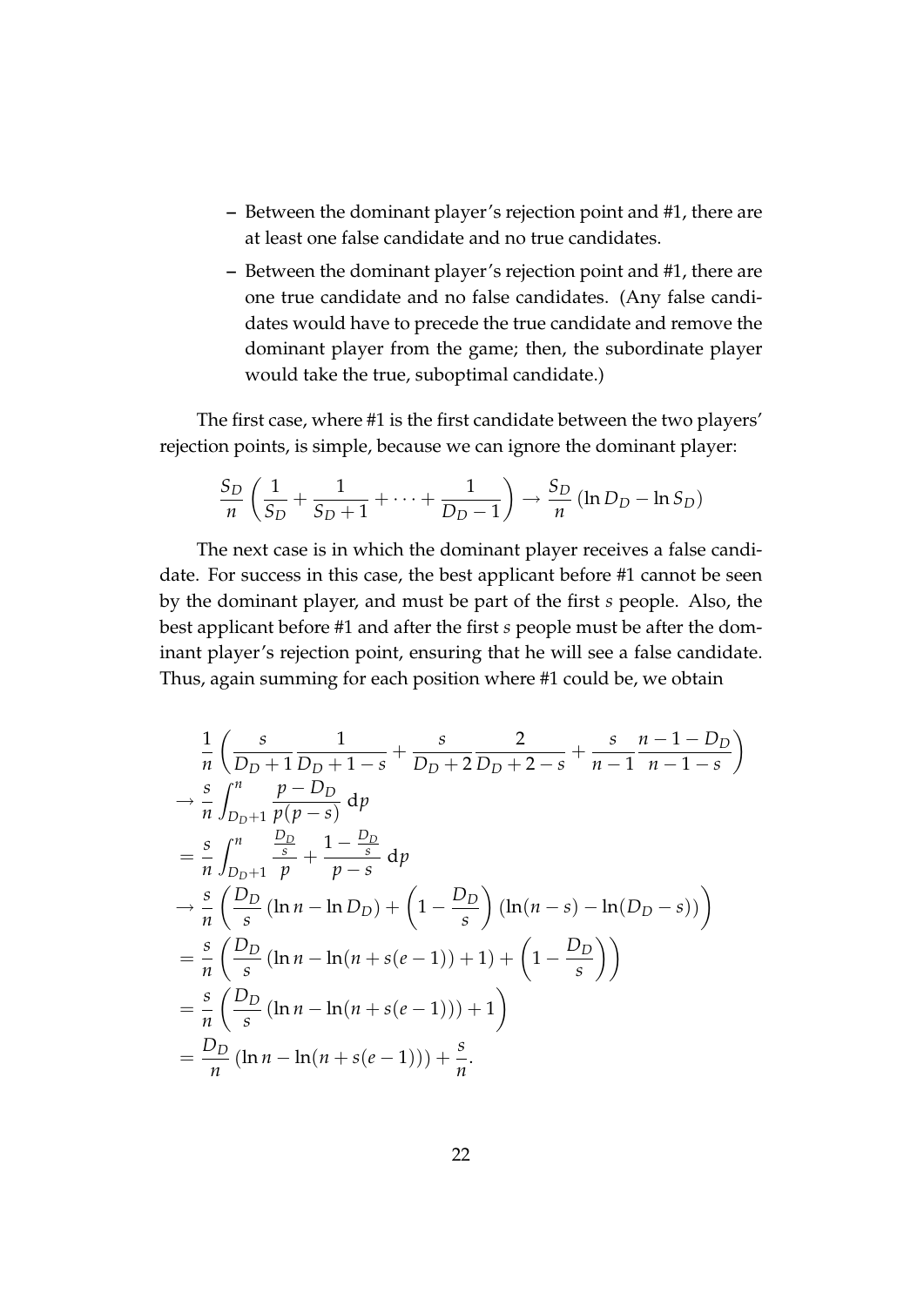- Between the dominant player's rejection point and #1, there are at least one false candidate and no true candidates.
- Between the dominant player's rejection point and #1, there are one true candidate and no false candidates. (Any false candidates would have to precede the true candidate and remove the dominant player from the game; then, the subordinate player would take the true, suboptimal candidate.)

The first case, where #1 is the first candidate between the two players' rejection points, is simple, because we can ignore the dominant player:

$$\frac{S_D}{n}\left(\frac{1}{S_D}+\frac{1}{S_D+1}+\cdots+\frac{1}{D_D-1}\right)\to\frac{S_D}{n}\left(\ln D_D-\ln S_D\right)$$

The next case is in which the dominant player receives a false candidate. For success in this case, the best applicant before #1 cannot be seen by the dominant player, and must be part of the first $s$ people. Also, the best applicant before #1 and after the first $s$ people must be after the dominant player's rejection point, ensuring that he will see a false candidate. Thus, again summing for each position where #1 could be, we obtain

$$\begin{aligned}
&\frac{1}{n}\left(\frac{s}{D_D+1}\frac{1}{D_D+1-s}+\frac{s}{D_D+2}\frac{2}{D_D+2-s}+\frac{s}{n-1}\frac{n-1-D_D}{n-1-s}\right)\\
&\to\frac{s}{n}\int_{D_D+1}^{n}\frac{p-D_D}{p(p-s)}\,\mathrm{d}p\\
&=\frac{s}{n}\int_{D_D+1}^{n}\frac{\frac{D_D}{s}}{p}+\frac{1-\frac{D_D}{s}}{p-s}\,\mathrm{d}p\\
&\to\frac{s}{n}\left(\frac{D_D}{s}\left(\ln n-\ln D_D\right)+\left(1-\frac{D_D}{s}\right)\left(\ln(n-s)-\ln(D_D-s)\right)\right)\\
&=\frac{s}{n}\left(\frac{D_D}{s}\left(\ln n-\ln(n+s(e-1))+1\right)+\left(1-\frac{D_D}{s}\right)\right)\\
&=\frac{s}{n}\left(\frac{D_D}{s}\left(\ln n-\ln(n+s(e-1))\right)+1\right)\\
&=\frac{D_D}{n}\left(\ln n-\ln(n+s(e-1))\right)+\frac{s}{n}.
\end{aligned}$$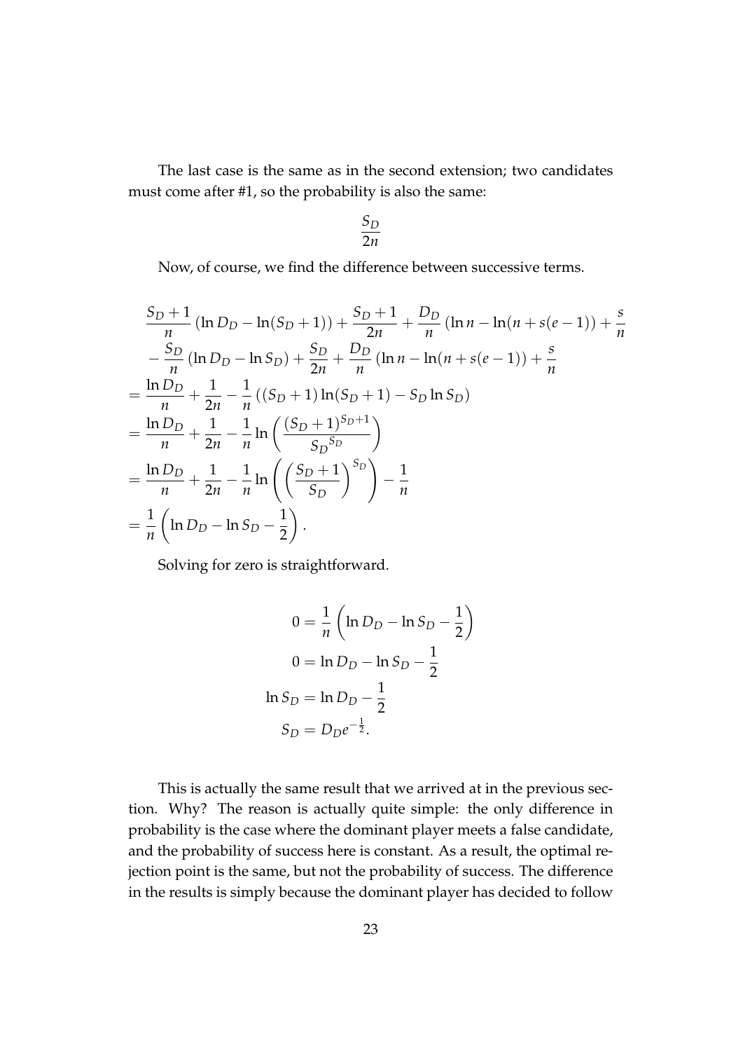The last case is the same as in the second extension; two candidates must come after #1, so the probability is also the same:

$$\frac{S_D}{2n}$$

Now, of course, we find the difference between successive terms.

$$
\begin{aligned}
&\frac{S_D+1}{n}\left(\ln D_D - \ln(S_D+1)\right) + \frac{S_D+1}{2n} + \frac{D_D}{n}\left(\ln n - \ln(n+s(e-1)\right) + \frac{s}{n} \\
&\quad - \frac{S_D}{n}\left(\ln D_D - \ln S_D\right) + \frac{S_D}{2n} + \frac{D_D}{n}\left(\ln n - \ln(n+s(e-1)\right) + \frac{s}{n} \\
&= \frac{\ln D_D}{n} + \frac{1}{2n} - \frac{1}{n}\left((S_D+1)\ln(S_D+1) - S_D \ln S_D\right) \\
&= \frac{\ln D_D}{n} + \frac{1}{2n} - \frac{1}{n}\ln\left(\frac{(S_D+1)^{S_D+1}}{S_D{}^{S_D}}\right) \\
&= \frac{\ln D_D}{n} + \frac{1}{2n} - \frac{1}{n}\ln\left(\left(\frac{S_D+1}{S_D}\right)^{S_D}\right) - \frac{1}{n} \\
&= \frac{1}{n}\left(\ln D_D - \ln S_D - \frac{1}{2}\right).
\end{aligned}
$$

Solving for zero is straightforward.

$$
\begin{aligned}
0 &= \frac{1}{n}\left(\ln D_D - \ln S_D - \frac{1}{2}\right) \\
0 &= \ln D_D - \ln S_D - \frac{1}{2} \\
\ln S_D &= \ln D_D - \frac{1}{2} \\
S_D &= D_D e^{-\frac{1}{2}}.
\end{aligned}
$$

This is actually the same result that we arrived at in the previous section. Why? The reason is actually quite simple: the only difference in probability is the case where the dominant player meets a false candidate, and the probability of success here is constant. As a result, the optimal rejection point is the same, but not the probability of success. The difference in the results is simply because the dominant player has decided to follow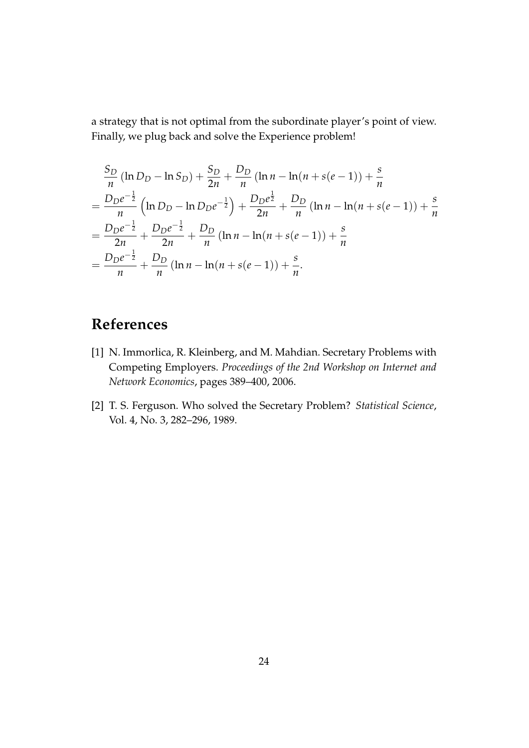a strategy that is not optimal from the subordinate player's point of view. Finally, we plug back and solve the Experience problem!

$$
\begin{aligned}
&\frac{S_D}{n}\left(\ln D_D - \ln S_D\right) + \frac{S_D}{2n} + \frac{D_D}{n}\left(\ln n - \ln(n + s(e-1))\right) + \frac{s}{n} \\
&= \frac{D_D e^{-\frac{1}{2}}}{n}\left(\ln D_D - \ln D_D e^{-\frac{1}{2}}\right) + \frac{D_D e^{\frac{1}{2}}}{2n} + \frac{D_D}{n}\left(\ln n - \ln(n + s(e-1))\right) + \frac{s}{n} \\
&= \frac{D_D e^{-\frac{1}{2}}}{2n} + \frac{D_D e^{-\frac{1}{2}}}{2n} + \frac{D_D}{n}\left(\ln n - \ln(n + s(e-1))\right) + \frac{s}{n} \\
&= \frac{D_D e^{-\frac{1}{2}}}{n} + \frac{D_D}{n}\left(\ln n - \ln(n + s(e-1))\right) + \frac{s}{n}.
\end{aligned}
$$

# References

[1] N. Immorlica, R. Kleinberg, and M. Mahdian. Secretary Problems with Competing Employers. *Proceedings of the 2nd Workshop on Internet and Network Economics*, pages 389–400, 2006.

[2] T. S. Ferguson. Who solved the Secretary Problem? *Statistical Science*, Vol. 4, No. 3, 282–296, 1989.